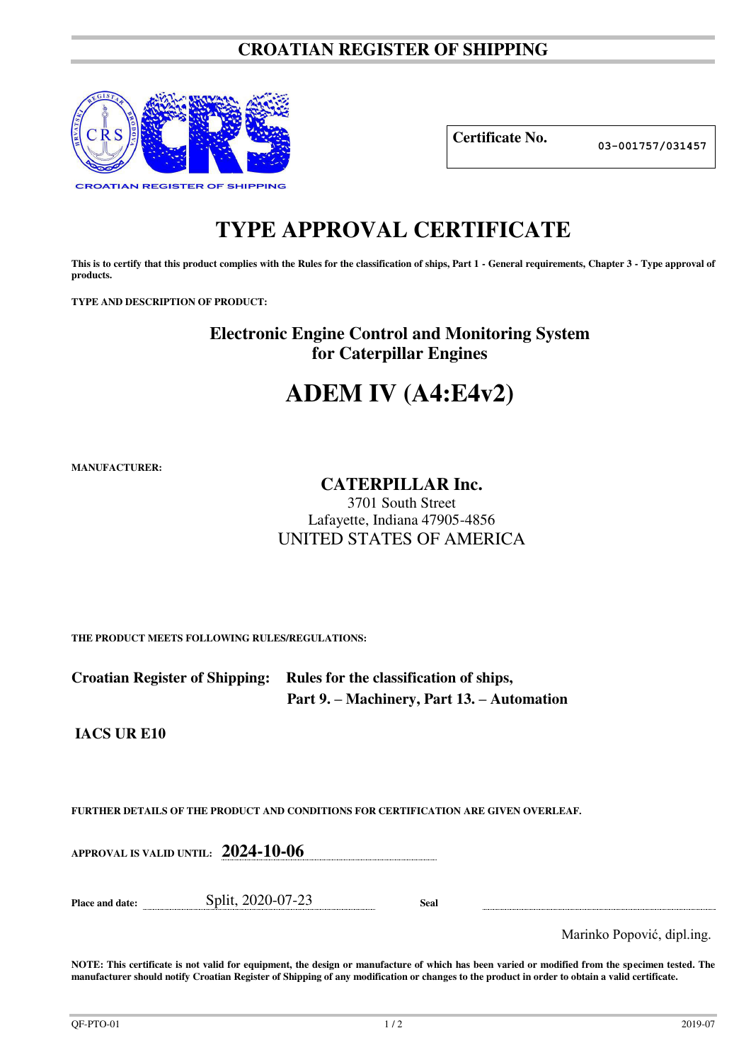# CROATIAN REGISTER OF SHIPPING

| Certificate No. | 03-001757/031457 |
|---|---|

# TYPE APPROVAL CERTIFICATE

**This is to certify that this product complies with the Rules for the classification of ships, Part 1 - General requirements, Chapter 3 - Type approval of products.**

**TYPE AND DESCRIPTION OF PRODUCT:**

## Electronic Engine Control and Monitoring System for Caterpillar Engines

# ADEM IV (A4:E4v2)

**MANUFACTURER:**

**CATERPILLAR Inc.**
3701 South Street
Lafayette, Indiana 47905-4856
UNITED STATES OF AMERICA

**THE PRODUCT MEETS FOLLOWING RULES/REGULATIONS:**

**Croatian Register of Shipping:** **Rules for the classification of ships, Part 9. – Machinery, Part 13. – Automation**

**IACS UR E10**

**FURTHER DETAILS OF THE PRODUCT AND CONDITIONS FOR CERTIFICATION ARE GIVEN OVERLEAF.**

**APPROVAL IS VALID UNTIL:** **2024-10-06**

**Place and date:** Split, 2020-07-23 **Seal**

Marinko Popović, dipl.ing.

**NOTE: This certificate is not valid for equipment, the design or manufacture of which has been varied or modified from the specimen tested. The manufacturer should notify Croatian Register of Shipping of any modification or changes to the product in order to obtain a valid certificate.**

QF-PTO-01 2019-07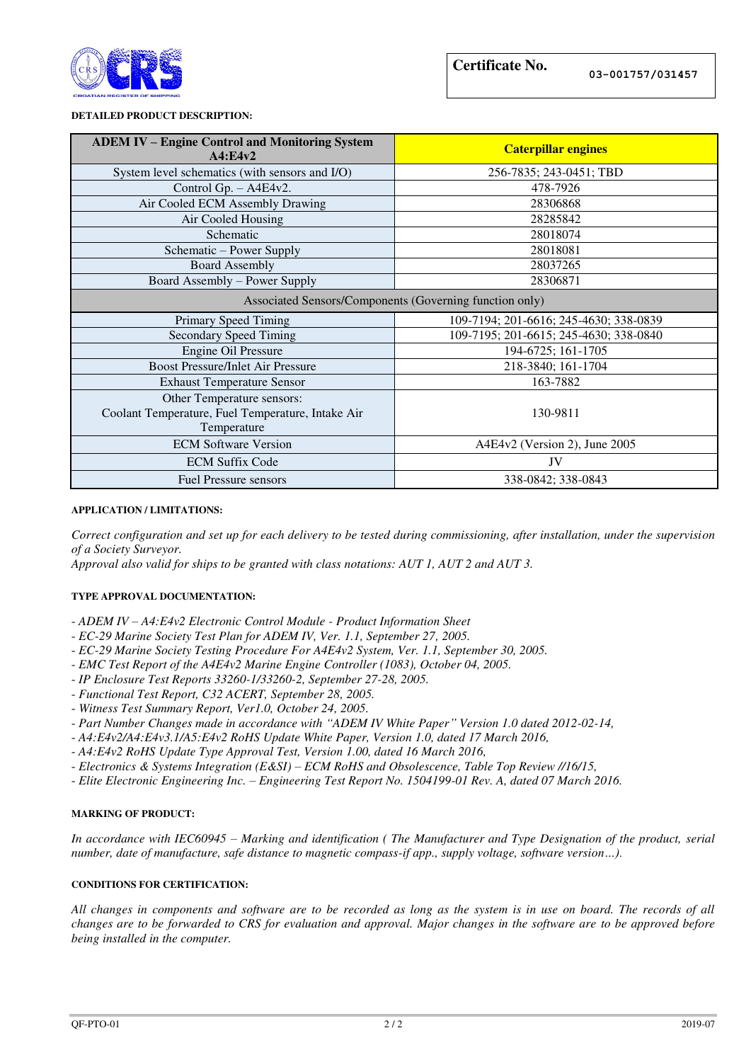**Certificate No.** 03-001757/031457

**DETAILED PRODUCT DESCRIPTION:**

| ADEM IV – Engine Control and Monitoring System A4:E4v2 | Caterpillar engines |
|---|---|
| System level schematics (with sensors and I/O) | 256-7835; 243-0451; TBD |
| Control Gp. – A4E4v2. | 478-7926 |
| Air Cooled ECM Assembly Drawing | 28306868 |
| Air Cooled Housing | 28285842 |
| Schematic | 28018074 |
| Schematic – Power Supply | 28018081 |
| Board Assembly | 28037265 |
| Board Assembly – Power Supply | 28306871 |
| Associated Sensors/Components (Governing function only) | |
| Primary Speed Timing | 109-7194; 201-6616; 245-4630; 338-0839 |
| Secondary Speed Timing | 109-7195; 201-6615; 245-4630; 338-0840 |
| Engine Oil Pressure | 194-6725; 161-1705 |
| Boost Pressure/Inlet Air Pressure | 218-3840; 161-1704 |
| Exhaust Temperature Sensor | 163-7882 |
| Other Temperature sensors: Coolant Temperature, Fuel Temperature, Intake Air Temperature | 130-9811 |
| ECM Software Version | A4E4v2 (Version 2), June 2005 |
| ECM Suffix Code | JV |
| Fuel Pressure sensors | 338-0842; 338-0843 |

**APPLICATION / LIMITATIONS:**

*Correct configuration and set up for each delivery to be tested during commissioning, after installation, under the supervision of a Society Surveyor.*
*Approval also valid for ships to be granted with class notations: AUT 1, AUT 2 and AUT 3.*

**TYPE APPROVAL DOCUMENTATION:**

- *ADEM IV – A4:E4v2 Electronic Control Module - Product Information Sheet*
- *EC-29 Marine Society Test Plan for ADEM IV, Ver. 1.1, September 27, 2005.*
- *EC-29 Marine Society Testing Procedure For A4E4v2 System, Ver. 1.1, September 30, 2005.*
- *EMC Test Report of the A4E4v2 Marine Engine Controller (1083), October 04, 2005.*
- *IP Enclosure Test Reports 33260-1/33260-2, September 27-28, 2005.*
- *Functional Test Report, C32 ACERT, September 28, 2005.*
- *Witness Test Summary Report, Ver1.0, October 24, 2005.*
- *Part Number Changes made in accordance with "ADEM IV White Paper" Version 1.0 dated 2012-02-14,*
- *A4:E4v2/A4:E4v3.1/A5:E4v2 RoHS Update White Paper, Version 1.0, dated 17 March 2016,*
- *A4:E4v2 RoHS Update Type Approval Test, Version 1.00, dated 16 March 2016,*
- *Electronics & Systems Integration (E&SI) – ECM RoHS and Obsolescence, Table Top Review //16/15,*
- *Elite Electronic Engineering Inc. – Engineering Test Report No. 1504199-01 Rev. A, dated 07 March 2016.*

**MARKING OF PRODUCT:**

*In accordance with IEC60945 – Marking and identification ( The Manufacturer and Type Designation of the product, serial number, date of manufacture, safe distance to magnetic compass-if app., supply voltage, software version…).*

**CONDITIONS FOR CERTIFICATION:**

*All changes in components and software are to be recorded as long as the system is in use on board. The records of all changes are to be forwarded to CRS for evaluation and approval. Major changes in the software are to be approved before being installed in the computer.*

QF-PTO-01 2019-07